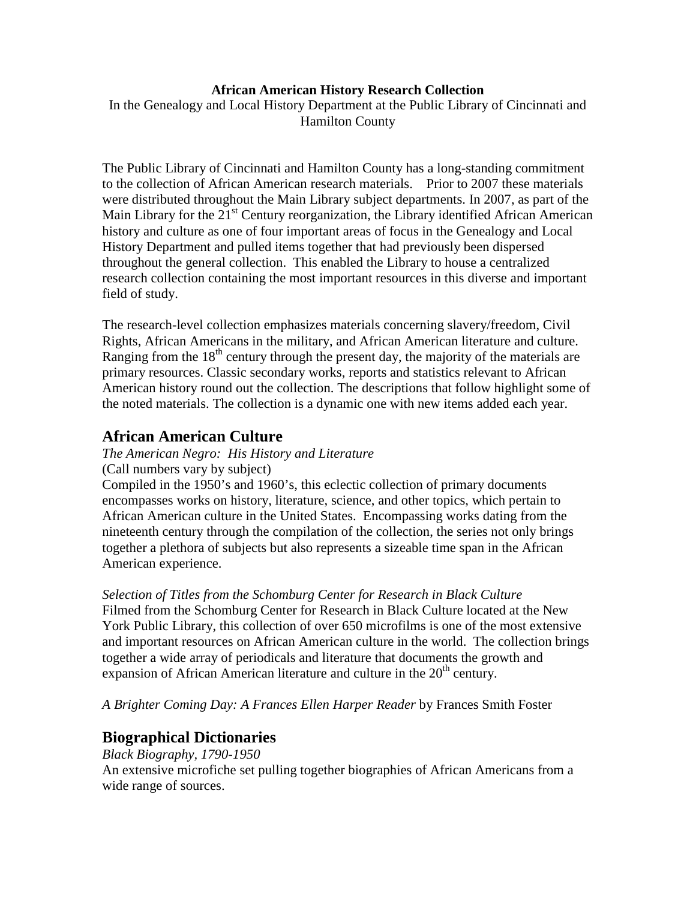**African American History Research Collection**

In the Genealogy and Local History Department at the Public Library of Cincinnati and Hamilton County

The Public Library of Cincinnati and Hamilton County has a long-standing commitment to the collection of African American research materials. Prior to 2007 these materials were distributed throughout the Main Library subject departments. In 2007, as part of the Main Library for the 21st Century reorganization, the Library identified African American history and culture as one of four important areas of focus in the Genealogy and Local History Department and pulled items together that had previously been dispersed throughout the general collection. This enabled the Library to house a centralized research collection containing the most important resources in this diverse and important field of study.

The research-level collection emphasizes materials concerning slavery/freedom, Civil Rights, African Americans in the military, and African American literature and culture. Ranging from the 18th century through the present day, the majority of the materials are primary resources. Classic secondary works, reports and statistics relevant to African American history round out the collection. The descriptions that follow highlight some of the noted materials. The collection is a dynamic one with new items added each year.

## African American Culture

*The American Negro: His History and Literature*
(Call numbers vary by subject)
Compiled in the 1950's and 1960's, this eclectic collection of primary documents encompasses works on history, literature, science, and other topics, which pertain to African American culture in the United States. Encompassing works dating from the nineteenth century through the compilation of the collection, the series not only brings together a plethora of subjects but also represents a sizeable time span in the African American experience.

*Selection of Titles from the Schomburg Center for Research in Black Culture*
Filmed from the Schomburg Center for Research in Black Culture located at the New York Public Library, this collection of over 650 microfilms is one of the most extensive and important resources on African American culture in the world. The collection brings together a wide array of periodicals and literature that documents the growth and expansion of African American literature and culture in the 20th century.

*A Brighter Coming Day: A Frances Ellen Harper Reader* by Frances Smith Foster

## Biographical Dictionaries

*Black Biography, 1790-1950*
An extensive microfiche set pulling together biographies of African Americans from a wide range of sources.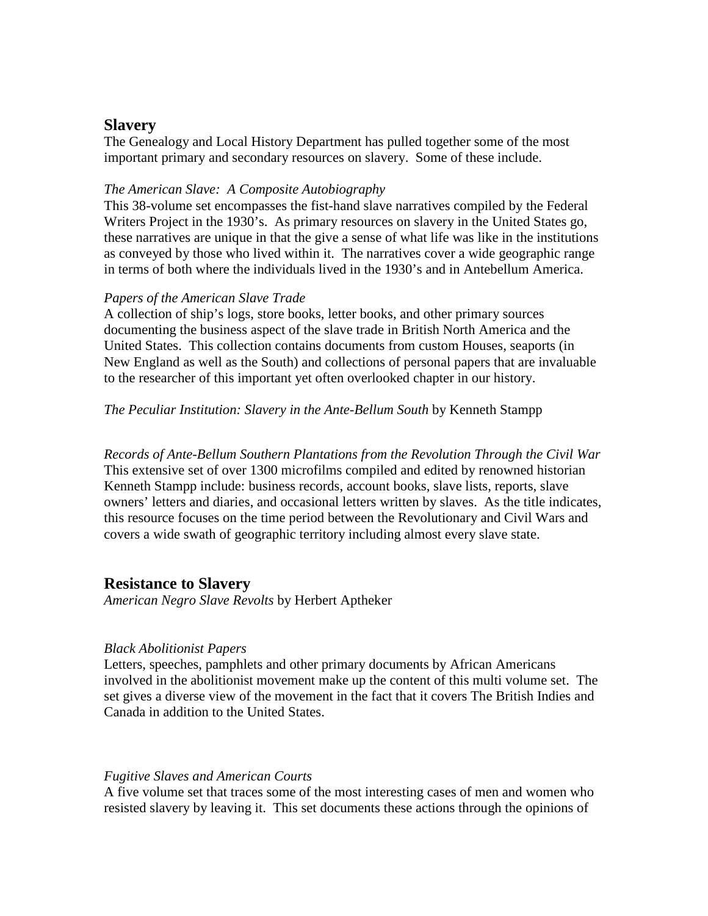## Slavery

The Genealogy and Local History Department has pulled together some of the most important primary and secondary resources on slavery. Some of these include.

*The American Slave: A Composite Autobiography*
This 38-volume set encompasses the fist-hand slave narratives compiled by the Federal Writers Project in the 1930's. As primary resources on slavery in the United States go, these narratives are unique in that the give a sense of what life was like in the institutions as conveyed by those who lived within it. The narratives cover a wide geographic range in terms of both where the individuals lived in the 1930's and in Antebellum America.

*Papers of the American Slave Trade*
A collection of ship's logs, store books, letter books, and other primary sources documenting the business aspect of the slave trade in British North America and the United States. This collection contains documents from custom Houses, seaports (in New England as well as the South) and collections of personal papers that are invaluable to the researcher of this important yet often overlooked chapter in our history.

*The Peculiar Institution: Slavery in the Ante-Bellum South* by Kenneth Stampp

*Records of Ante-Bellum Southern Plantations from the Revolution Through the Civil War*
This extensive set of over 1300 microfilms compiled and edited by renowned historian Kenneth Stampp include: business records, account books, slave lists, reports, slave owners' letters and diaries, and occasional letters written by slaves. As the title indicates, this resource focuses on the time period between the Revolutionary and Civil Wars and covers a wide swath of geographic territory including almost every slave state.

## Resistance to Slavery

*American Negro Slave Revolts* by Herbert Aptheker

*Black Abolitionist Papers*
Letters, speeches, pamphlets and other primary documents by African Americans involved in the abolitionist movement make up the content of this multi volume set. The set gives a diverse view of the movement in the fact that it covers The British Indies and Canada in addition to the United States.

*Fugitive Slaves and American Courts*
A five volume set that traces some of the most interesting cases of men and women who resisted slavery by leaving it. This set documents these actions through the opinions of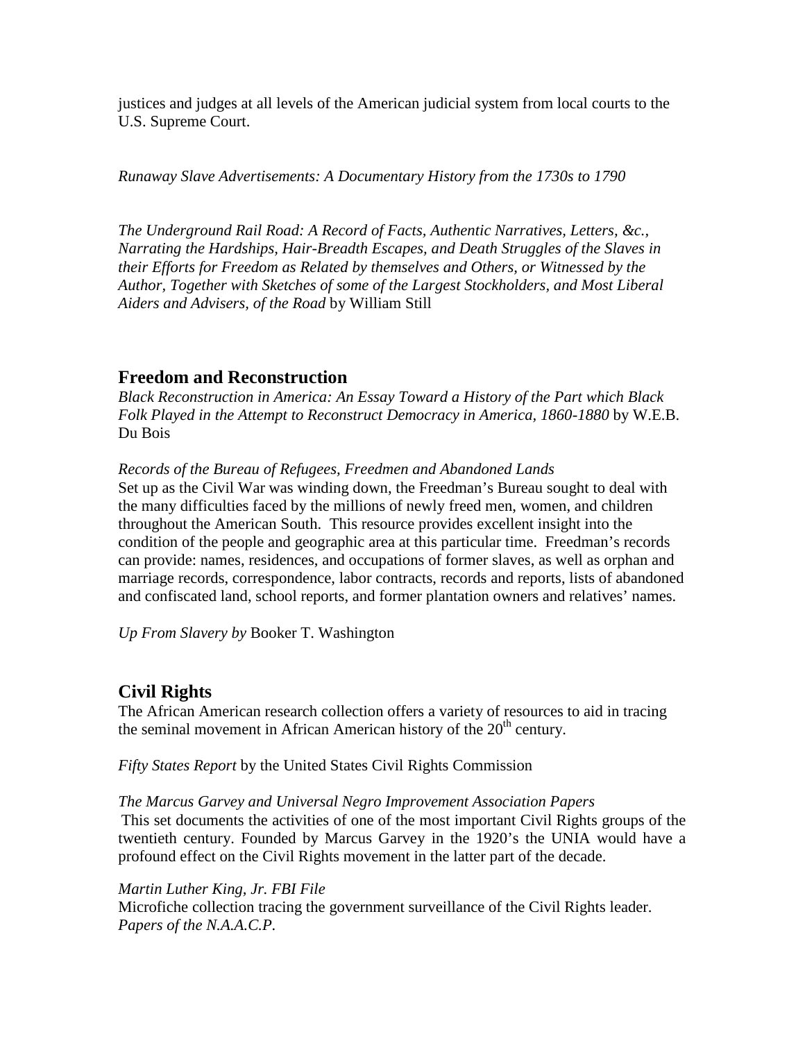justices and judges at all levels of the American judicial system from local courts to the U.S. Supreme Court.

*Runaway Slave Advertisements: A Documentary History from the 1730s to 1790*

*The Underground Rail Road: A Record of Facts, Authentic Narratives, Letters, &c., Narrating the Hardships, Hair-Breadth Escapes, and Death Struggles of the Slaves in their Efforts for Freedom as Related by themselves and Others, or Witnessed by the Author, Together with Sketches of some of the Largest Stockholders, and Most Liberal Aiders and Advisers, of the Road* by William Still

## Freedom and Reconstruction

*Black Reconstruction in America: An Essay Toward a History of the Part which Black Folk Played in the Attempt to Reconstruct Democracy in America, 1860-1880* by W.E.B. Du Bois

*Records of the Bureau of Refugees, Freedmen and Abandoned Lands*
Set up as the Civil War was winding down, the Freedman's Bureau sought to deal with the many difficulties faced by the millions of newly freed men, women, and children throughout the American South. This resource provides excellent insight into the condition of the people and geographic area at this particular time. Freedman's records can provide: names, residences, and occupations of former slaves, as well as orphan and marriage records, correspondence, labor contracts, records and reports, lists of abandoned and confiscated land, school reports, and former plantation owners and relatives' names.

*Up From Slavery by* Booker T. Washington

## Civil Rights

The African American research collection offers a variety of resources to aid in tracing the seminal movement in African American history of the 20th century.

*Fifty States Report* by the United States Civil Rights Commission

*The Marcus Garvey and Universal Negro Improvement Association Papers*
This set documents the activities of one of the most important Civil Rights groups of the twentieth century. Founded by Marcus Garvey in the 1920's the UNIA would have a profound effect on the Civil Rights movement in the latter part of the decade.

*Martin Luther King, Jr. FBI File*
Microfiche collection tracing the government surveillance of the Civil Rights leader.
*Papers of the N.A.A.C.P.*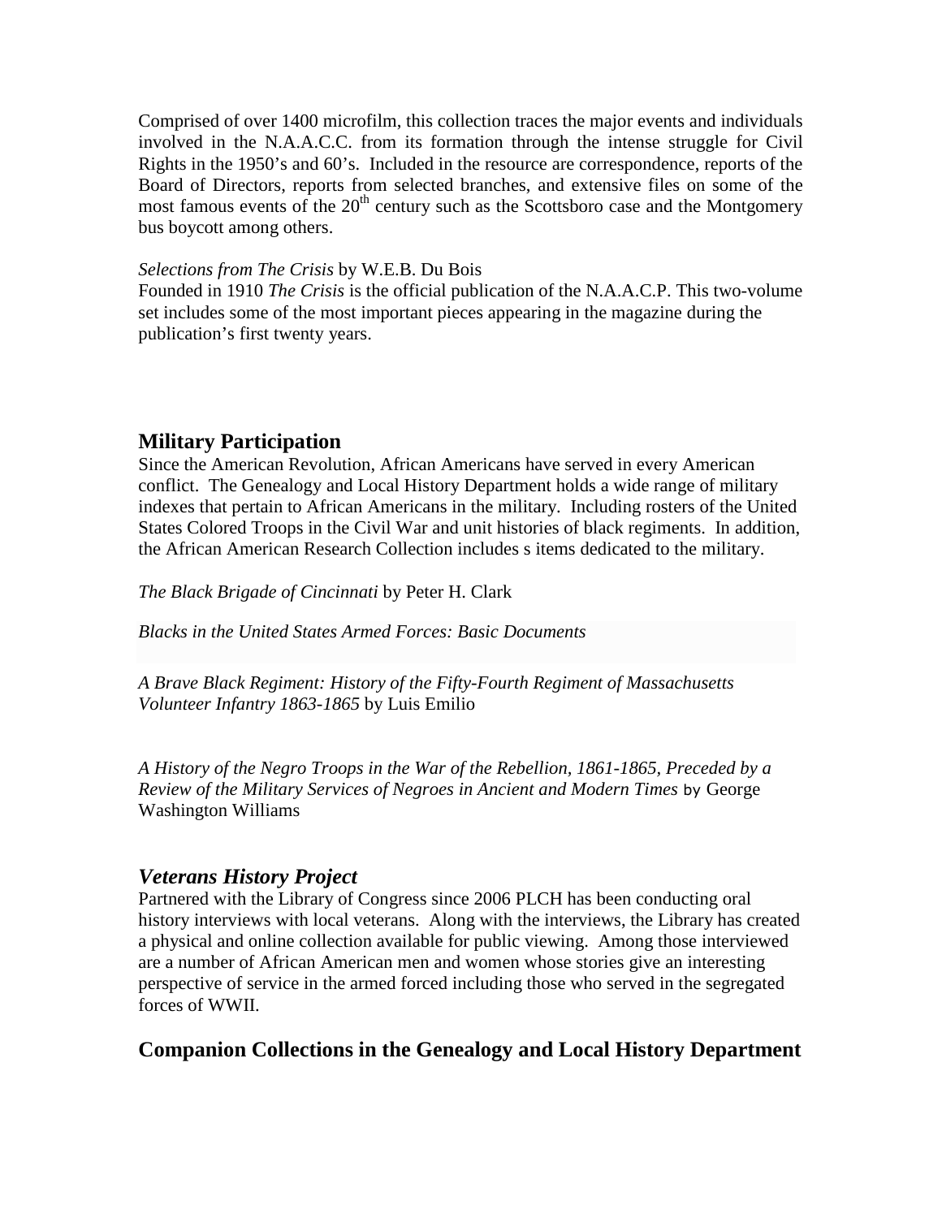Comprised of over 1400 microfilm, this collection traces the major events and individuals involved in the N.A.A.C.C. from its formation through the intense struggle for Civil Rights in the 1950's and 60's. Included in the resource are correspondence, reports of the Board of Directors, reports from selected branches, and extensive files on some of the most famous events of the 20th century such as the Scottsboro case and the Montgomery bus boycott among others.

*Selections from The Crisis* by W.E.B. Du Bois
Founded in 1910 *The Crisis* is the official publication of the N.A.A.C.P. This two-volume set includes some of the most important pieces appearing in the magazine during the publication's first twenty years.

## Military Participation

Since the American Revolution, African Americans have served in every American conflict. The Genealogy and Local History Department holds a wide range of military indexes that pertain to African Americans in the military. Including rosters of the United States Colored Troops in the Civil War and unit histories of black regiments. In addition, the African American Research Collection includes s items dedicated to the military.

*The Black Brigade of Cincinnati* by Peter H. Clark

*Blacks in the United States Armed Forces: Basic Documents*

*A Brave Black Regiment: History of the Fifty-Fourth Regiment of Massachusetts Volunteer Infantry 1863-1865* by Luis Emilio

*A History of the Negro Troops in the War of the Rebellion, 1861-1865, Preceded by a Review of the Military Services of Negroes in Ancient and Modern Times* by George Washington Williams

## *Veterans History Project*

Partnered with the Library of Congress since 2006 PLCH has been conducting oral history interviews with local veterans. Along with the interviews, the Library has created a physical and online collection available for public viewing. Among those interviewed are a number of African American men and women whose stories give an interesting perspective of service in the armed forced including those who served in the segregated forces of WWII.

## Companion Collections in the Genealogy and Local History Department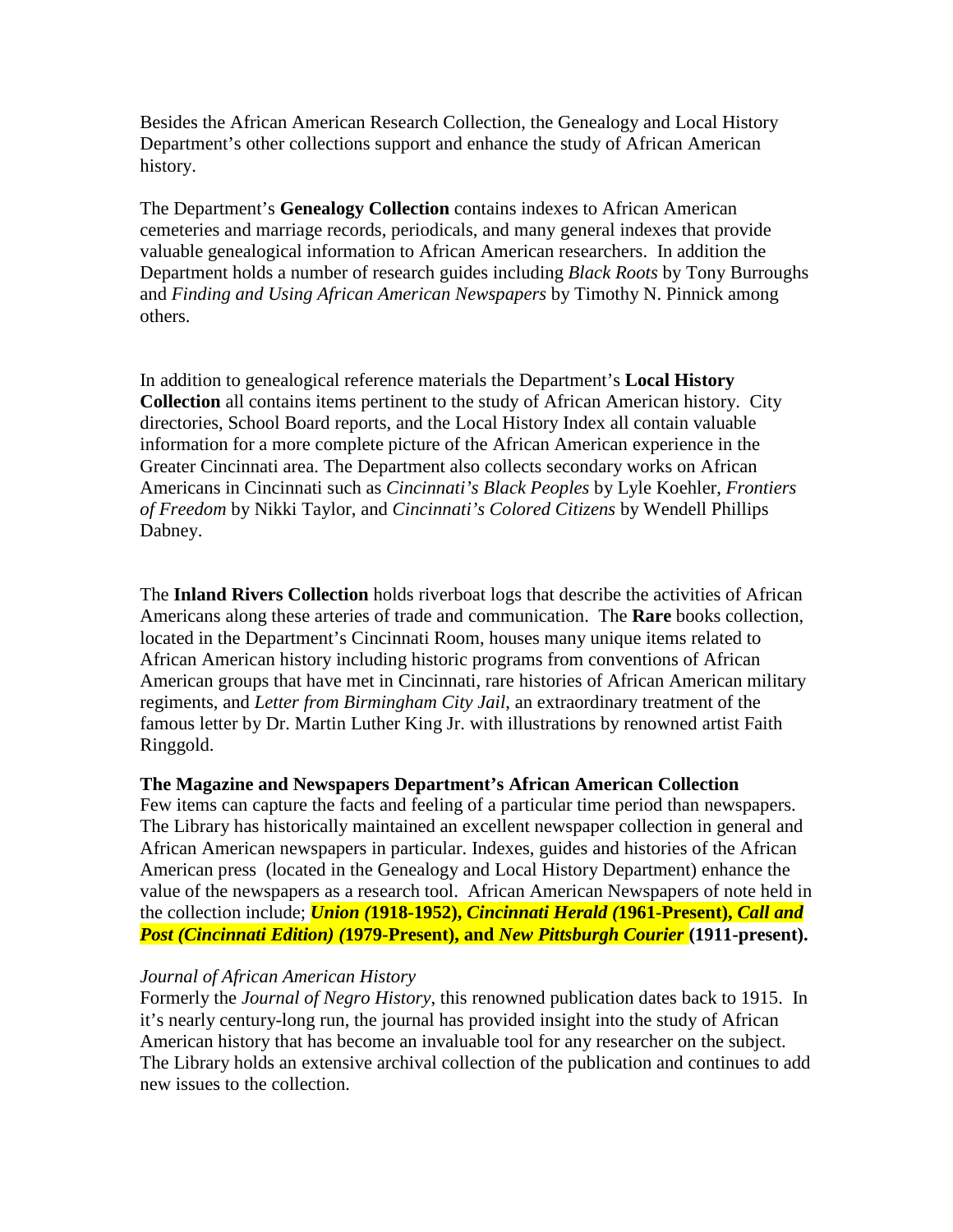Besides the African American Research Collection, the Genealogy and Local History Department's other collections support and enhance the study of African American history.

The Department's **Genealogy Collection** contains indexes to African American cemeteries and marriage records, periodicals, and many general indexes that provide valuable genealogical information to African American researchers. In addition the Department holds a number of research guides including *Black Roots* by Tony Burroughs and *Finding and Using African American Newspapers* by Timothy N. Pinnick among others.

In addition to genealogical reference materials the Department's **Local History Collection** all contains items pertinent to the study of African American history. City directories, School Board reports, and the Local History Index all contain valuable information for a more complete picture of the African American experience in the Greater Cincinnati area. The Department also collects secondary works on African Americans in Cincinnati such as *Cincinnati's Black Peoples* by Lyle Koehler, *Frontiers of Freedom* by Nikki Taylor, and *Cincinnati's Colored Citizens* by Wendell Phillips Dabney.

The **Inland Rivers Collection** holds riverboat logs that describe the activities of African Americans along these arteries of trade and communication. The **Rare** books collection, located in the Department's Cincinnati Room, houses many unique items related to African American history including historic programs from conventions of African American groups that have met in Cincinnati, rare histories of African American military regiments, and *Letter from Birmingham City Jail*, an extraordinary treatment of the famous letter by Dr. Martin Luther King Jr. with illustrations by renowned artist Faith Ringgold.

**The Magazine and Newspapers Department's African American Collection**

Few items can capture the facts and feeling of a particular time period than newspapers. The Library has historically maintained an excellent newspaper collection in general and African American newspapers in particular. Indexes, guides and histories of the African American press (located in the Genealogy and Local History Department) enhance the value of the newspapers as a research tool. African American Newspapers of note held in the collection include; ***Union* (1918-1952), *Cincinnati Herald* (1961-Present), *Call and Post (Cincinnati Edition)* (1979-Present), and *New Pittsburgh Courier* (1911-present).**

*Journal of African American History*

Formerly the *Journal of Negro History*, this renowned publication dates back to 1915. In it's nearly century-long run, the journal has provided insight into the study of African American history that has become an invaluable tool for any researcher on the subject. The Library holds an extensive archival collection of the publication and continues to add new issues to the collection.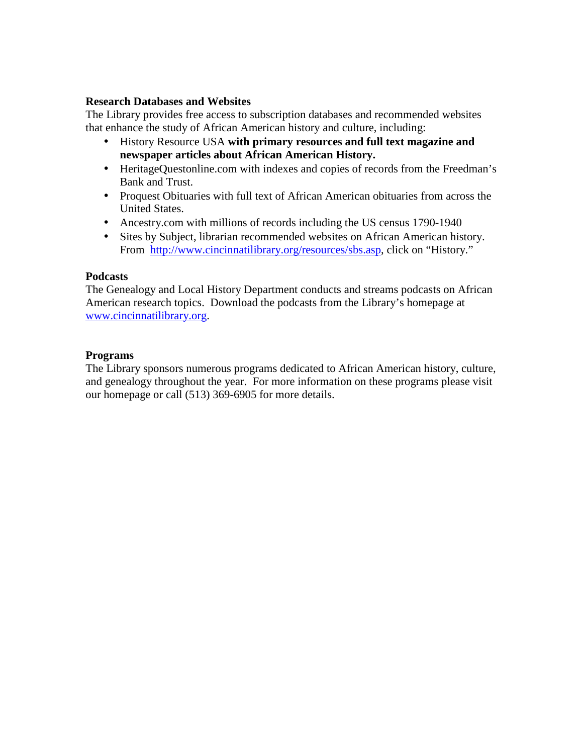**Research Databases and Websites**

The Library provides free access to subscription databases and recommended websites that enhance the study of African American history and culture, including:

- History Resource USA **with primary resources and full text magazine and newspaper articles about African American History.**
- HeritageQuestonline.com with indexes and copies of records from the Freedman's Bank and Trust.
- Proquest Obituaries with full text of African American obituaries from across the United States.
- Ancestry.com with millions of records including the US census 1790-1940
- Sites by Subject, librarian recommended websites on African American history. From [http://www.cincinnatilibrary.org/resources/sbs.asp](http://www.cincinnatilibrary.org/resources/sbs.asp), click on "History."

**Podcasts**

The Genealogy and Local History Department conducts and streams podcasts on African American research topics. Download the podcasts from the Library's homepage at [www.cincinnatilibrary.org](http://www.cincinnatilibrary.org).

**Programs**

The Library sponsors numerous programs dedicated to African American history, culture, and genealogy throughout the year. For more information on these programs please visit our homepage or call (513) 369-6905 for more details.